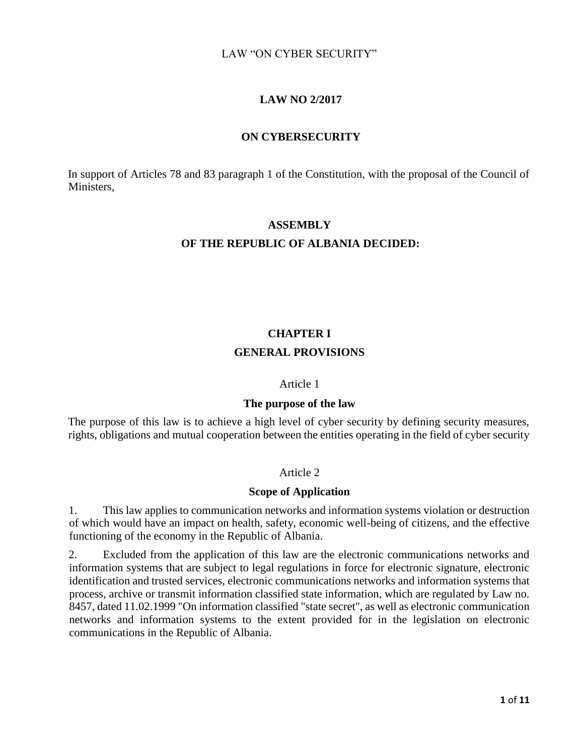LAW “ON CYBER SECURITY”

# LAW NO 2/2017

# ON CYBERSECURITY

In support of Articles 78 and 83 paragraph 1 of the Constitution, with the proposal of the Council of Ministers,

**ASSEMBLY**

**OF THE REPUBLIC OF ALBANIA DECIDED:**

## CHAPTER I

## GENERAL PROVISIONS

Article 1

### The purpose of the law

The purpose of this law is to achieve a high level of cyber security by defining security measures, rights, obligations and mutual cooperation between the entities operating in the field of cyber security

Article 2

### Scope of Application

1. This law applies to communication networks and information systems violation or destruction of which would have an impact on health, safety, economic well-being of citizens, and the effective functioning of the economy in the Republic of Albania.

2. Excluded from the application of this law are the electronic communications networks and information systems that are subject to legal regulations in force for electronic signature, electronic identification and trusted services, electronic communications networks and information systems that process, archive or transmit information classified state information, which are regulated by Law no. 8457, dated 11.02.1999 "On information classified "state secret", as well as electronic communication networks and information systems to the extent provided for in the legislation on electronic communications in the Republic of Albania.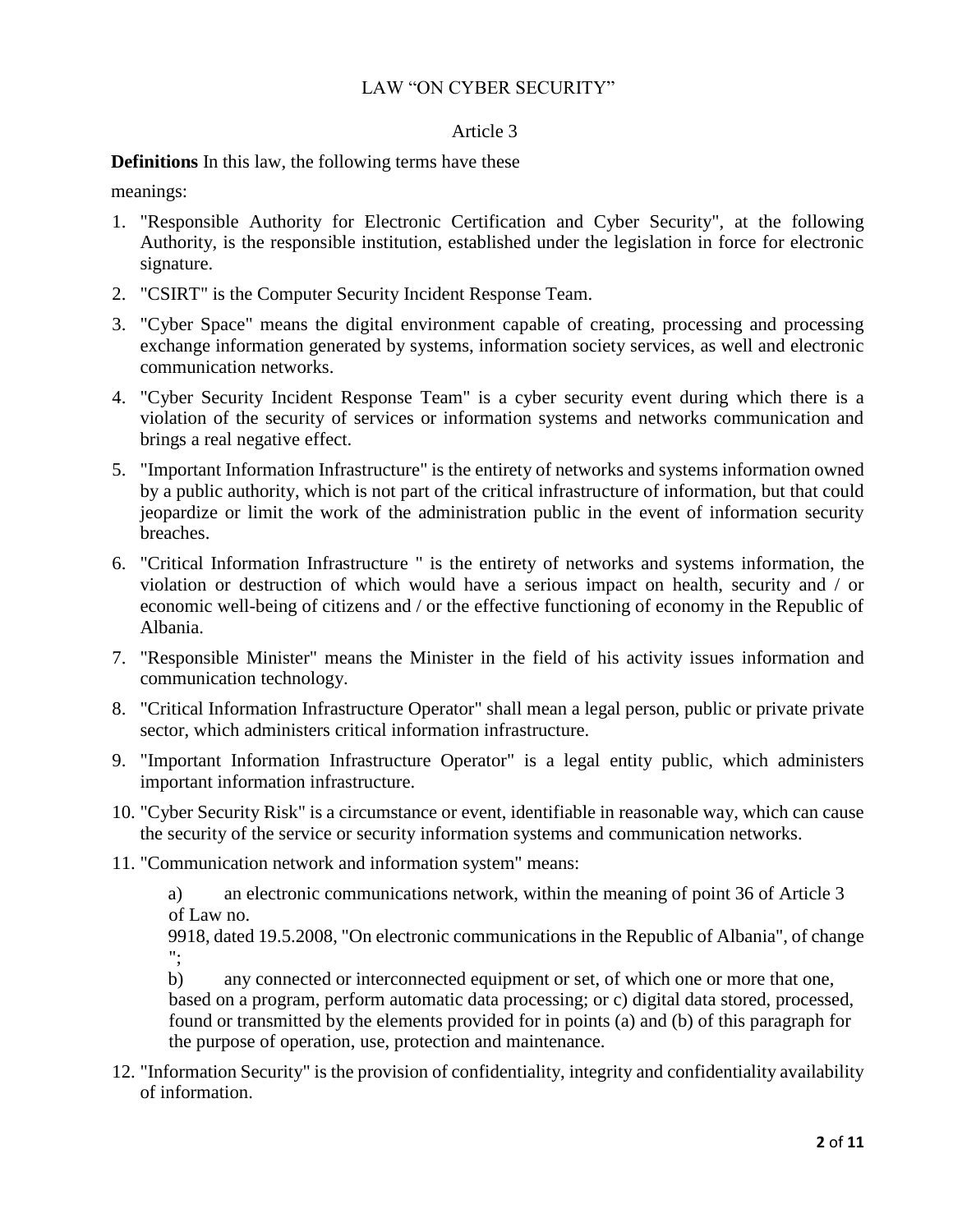LAW "ON CYBER SECURITY"

Article 3

**Definitions** In this law, the following terms have these

meanings:

1. "Responsible Authority for Electronic Certification and Cyber Security", at the following Authority, is the responsible institution, established under the legislation in force for electronic signature.
2. "CSIRT" is the Computer Security Incident Response Team.
3. "Cyber Space" means the digital environment capable of creating, processing and processing exchange information generated by systems, information society services, as well and electronic communication networks.
4. "Cyber Security Incident Response Team" is a cyber security event during which there is a violation of the security of services or information systems and networks communication and brings a real negative effect.
5. "Important Information Infrastructure" is the entirety of networks and systems information owned by a public authority, which is not part of the critical infrastructure of information, but that could jeopardize or limit the work of the administration public in the event of information security breaches.
6. "Critical Information Infrastructure " is the entirety of networks and systems information, the violation or destruction of which would have a serious impact on health, security and / or economic well-being of citizens and / or the effective functioning of economy in the Republic of Albania.
7. "Responsible Minister" means the Minister in the field of his activity issues information and communication technology.
8. "Critical Information Infrastructure Operator" shall mean a legal person, public or private private sector, which administers critical information infrastructure.
9. "Important Information Infrastructure Operator" is a legal entity public, which administers important information infrastructure.
10. "Cyber Security Risk" is a circumstance or event, identifiable in reasonable way, which can cause the security of the service or security information systems and communication networks.
11. "Communication network and information system" means:

    a) an electronic communications network, within the meaning of point 36 of Article 3 of Law no.
    9918, dated 19.5.2008, "On electronic communications in the Republic of Albania", of change ";

    b) any connected or interconnected equipment or set, of which one or more that one, based on a program, perform automatic data processing; or c) digital data stored, processed, found or transmitted by the elements provided for in points (a) and (b) of this paragraph for the purpose of operation, use, protection and maintenance.
12. "Information Security" is the provision of confidentiality, integrity and confidentiality availability of information.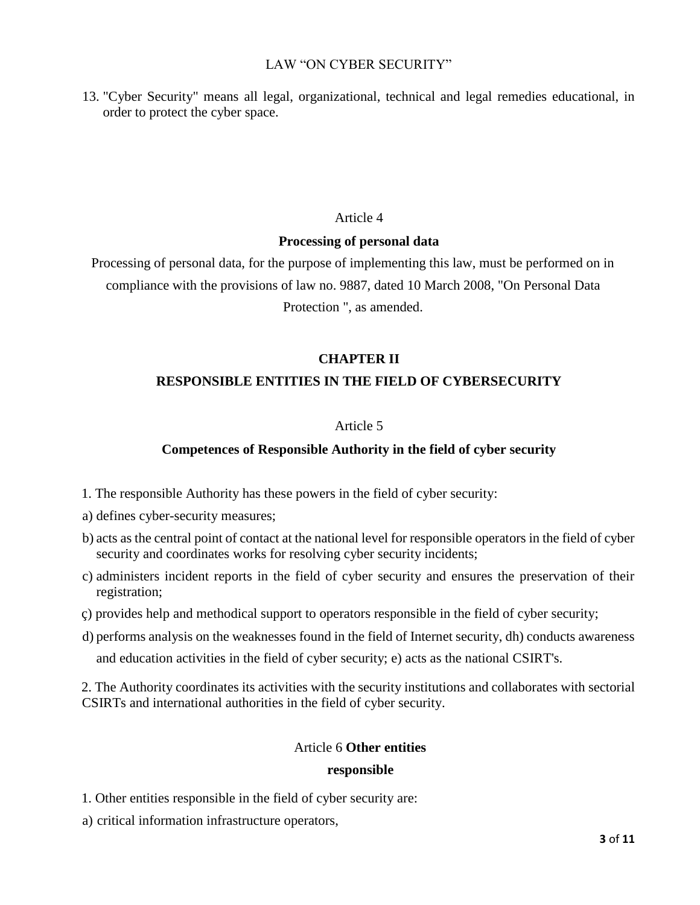13. "Cyber Security" means all legal, organizational, technical and legal remedies educational, in order to protect the cyber space.

Article 4

**Processing of personal data**

Processing of personal data, for the purpose of implementing this law, must be performed on in compliance with the provisions of law no. 9887, dated 10 March 2008, "On Personal Data Protection ", as amended.

## CHAPTER II

## RESPONSIBLE ENTITIES IN THE FIELD OF CYBERSECURITY

Article 5

**Competences of Responsible Authority in the field of cyber security**

1. The responsible Authority has these powers in the field of cyber security:

a) defines cyber-security measures;

b) acts as the central point of contact at the national level for responsible operators in the field of cyber security and coordinates works for resolving cyber security incidents;

c) administers incident reports in the field of cyber security and ensures the preservation of their registration;

ç) provides help and methodical support to operators responsible in the field of cyber security;

d) performs analysis on the weaknesses found in the field of Internet security, dh) conducts awareness and education activities in the field of cyber security; e) acts as the national CSIRT's.

2. The Authority coordinates its activities with the security institutions and collaborates with sectorial CSIRTs and international authorities in the field of cyber security.

Article 6 **Other entities responsible**

1. Other entities responsible in the field of cyber security are:

a) critical information infrastructure operators,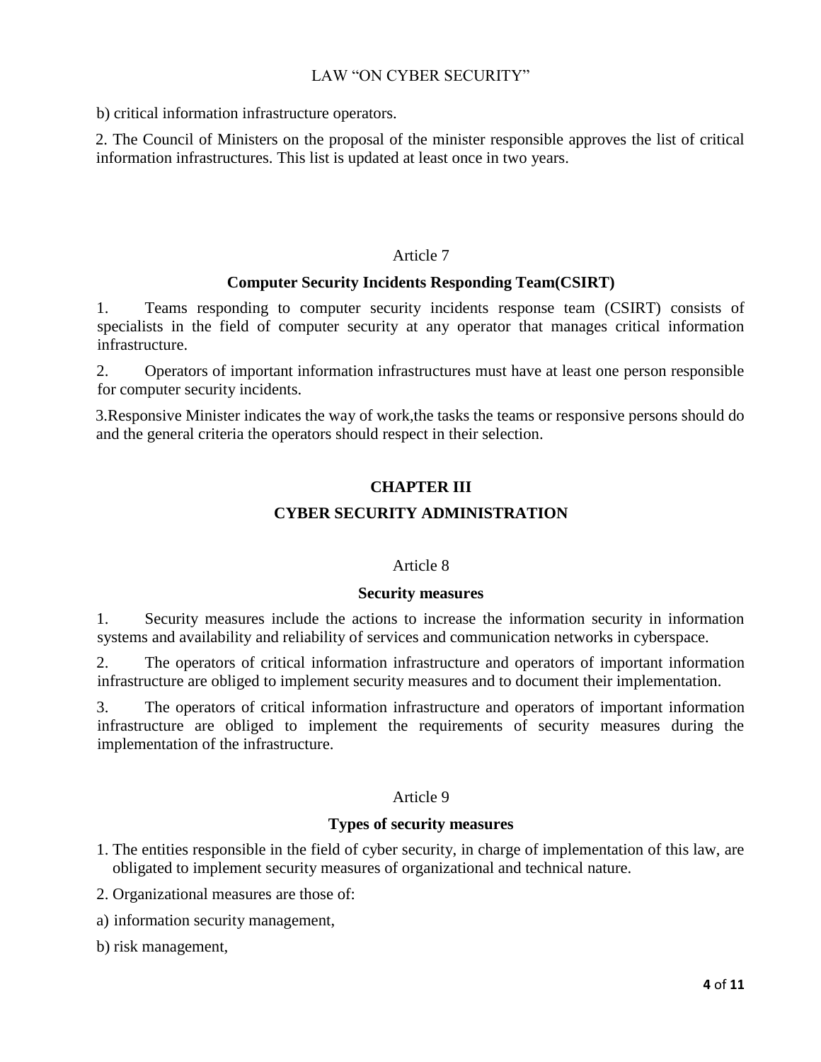b) critical information infrastructure operators.

2. The Council of Ministers on the proposal of the minister responsible approves the list of critical information infrastructures. This list is updated at least once in two years.

### Article 7

### Computer Security Incidents Responding Team(CSIRT)

1. Teams responding to computer security incidents response team (CSIRT) consists of specialists in the field of computer security at any operator that manages critical information infrastructure.

2. Operators of important information infrastructures must have at least one person responsible for computer security incidents.

3.Responsive Minister indicates the way of work,the tasks the teams or responsive persons should do and the general criteria the operators should respect in their selection.

## CHAPTER III

## CYBER SECURITY ADMINISTRATION

### Article 8

### Security measures

1. Security measures include the actions to increase the information security in information systems and availability and reliability of services and communication networks in cyberspace.

2. The operators of critical information infrastructure and operators of important information infrastructure are obliged to implement security measures and to document their implementation.

3. The operators of critical information infrastructure and operators of important information infrastructure are obliged to implement the requirements of security measures during the implementation of the infrastructure.

### Article 9

### Types of security measures

1. The entities responsible in the field of cyber security, in charge of implementation of this law, are obligated to implement security measures of organizational and technical nature.

2. Organizational measures are those of:

a) information security management,

b) risk management,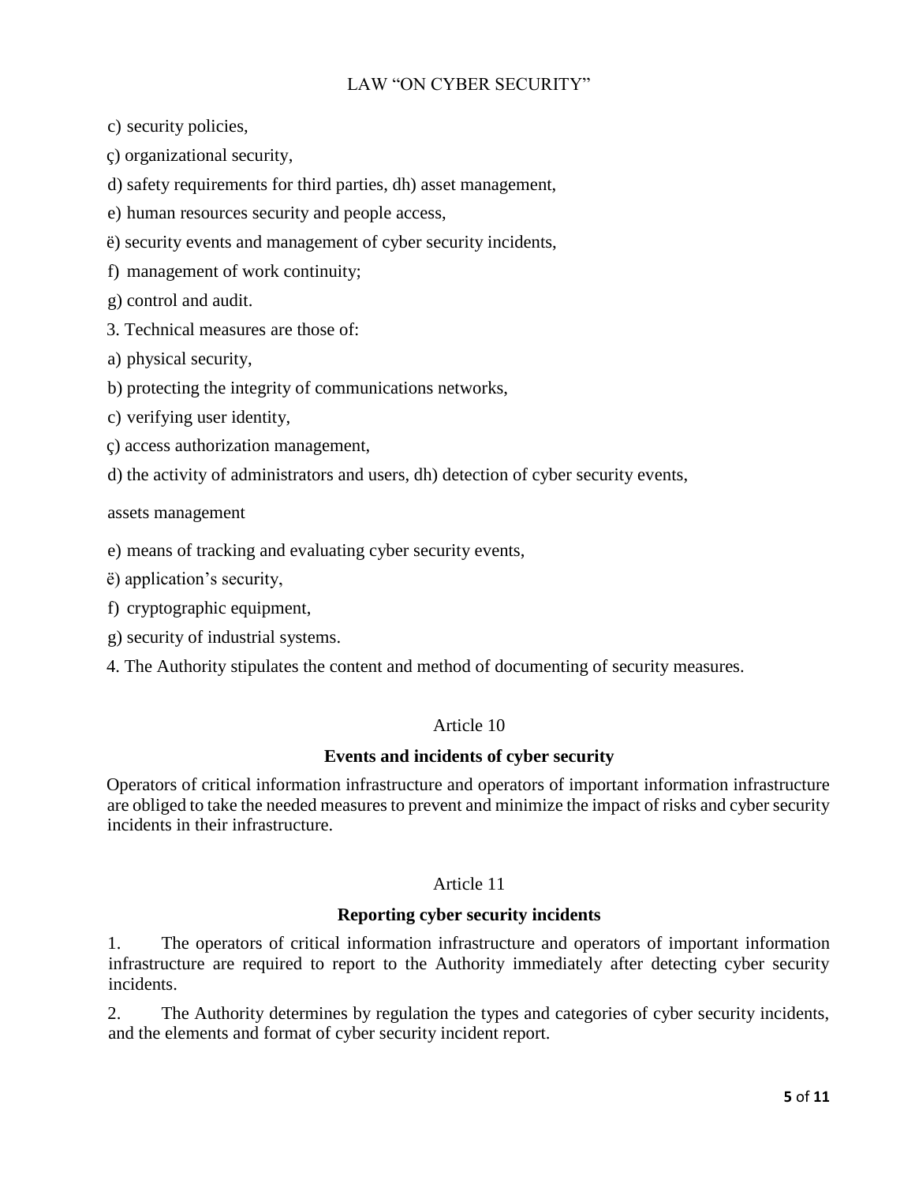c) security policies,

ç) organizational security,

d) safety requirements for third parties, dh) asset management,

e) human resources security and people access,

ë) security events and management of cyber security incidents,

f) management of work continuity;

g) control and audit.

3. Technical measures are those of:

a) physical security,

b) protecting the integrity of communications networks,

c) verifying user identity,

ç) access authorization management,

d) the activity of administrators and users, dh) detection of cyber security events,

assets management

e) means of tracking and evaluating cyber security events,

ë) application's security,

f) cryptographic equipment,

g) security of industrial systems.

4. The Authority stipulates the content and method of documenting of security measures.

### Article 10

### Events and incidents of cyber security

Operators of critical information infrastructure and operators of important information infrastructure are obliged to take the needed measures to prevent and minimize the impact of risks and cyber security incidents in their infrastructure.

### Article 11

### Reporting cyber security incidents

1. The operators of critical information infrastructure and operators of important information infrastructure are required to report to the Authority immediately after detecting cyber security incidents.

2. The Authority determines by regulation the types and categories of cyber security incidents, and the elements and format of cyber security incident report.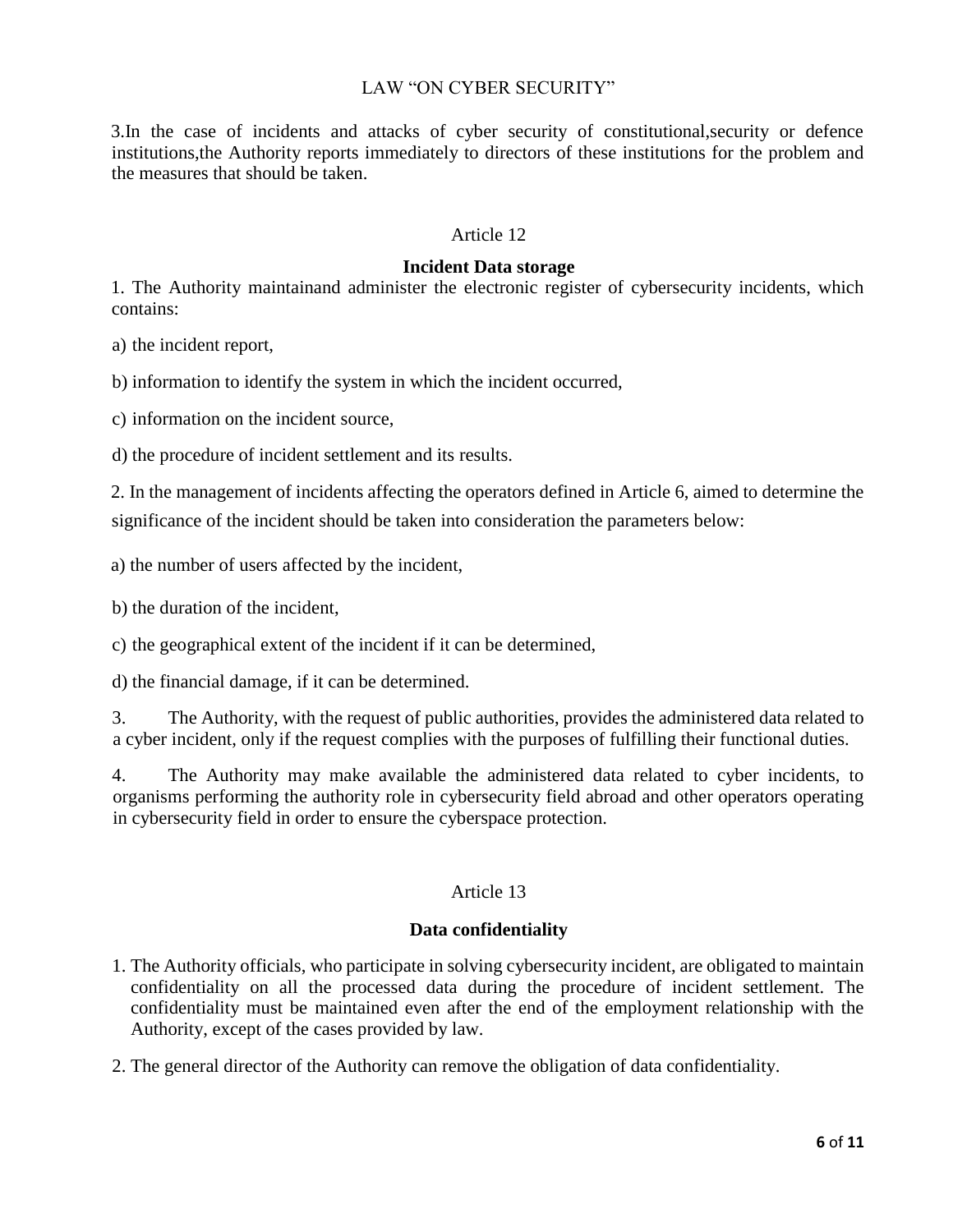3.In the case of incidents and attacks of cyber security of constitutional,security or defence institutions,the Authority reports immediately to directors of these institutions for the problem and the measures that should be taken.

Article 12

**Incident Data storage**

1. The Authority maintainand administer the electronic register of cybersecurity incidents, which contains:

a) the incident report,

b) information to identify the system in which the incident occurred,

c) information on the incident source,

d) the procedure of incident settlement and its results.

2. In the management of incidents affecting the operators defined in Article 6, aimed to determine the significance of the incident should be taken into consideration the parameters below:

a) the number of users affected by the incident,

b) the duration of the incident,

c) the geographical extent of the incident if it can be determined,

d) the financial damage, if it can be determined.

3. The Authority, with the request of public authorities, provides the administered data related to a cyber incident, only if the request complies with the purposes of fulfilling their functional duties.

4. The Authority may make available the administered data related to cyber incidents, to organisms performing the authority role in cybersecurity field abroad and other operators operating in cybersecurity field in order to ensure the cyberspace protection.

Article 13

**Data confidentiality**

1. The Authority officials, who participate in solving cybersecurity incident, are obligated to maintain confidentiality on all the processed data during the procedure of incident settlement. The confidentiality must be maintained even after the end of the employment relationship with the Authority, except of the cases provided by law.

2. The general director of the Authority can remove the obligation of data confidentiality.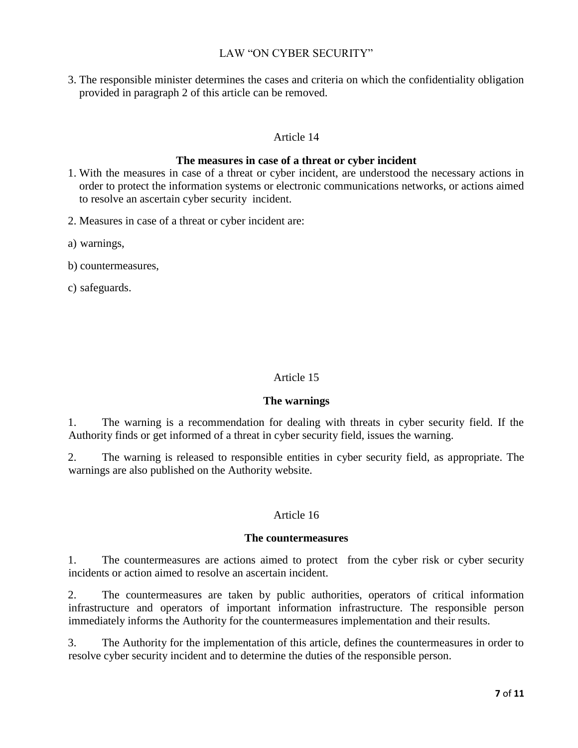3. The responsible minister determines the cases and criteria on which the confidentiality obligation provided in paragraph 2 of this article can be removed.

Article 14

**The measures in case of a threat or cyber incident**

1. With the measures in case of a threat or cyber incident, are understood the necessary actions in order to protect the information systems or electronic communications networks, or actions aimed to resolve an ascertain cyber security incident.

2. Measures in case of a threat or cyber incident are:

a) warnings,

b) countermeasures,

c) safeguards.

Article 15

**The warnings**

1. The warning is a recommendation for dealing with threats in cyber security field. If the Authority finds or get informed of a threat in cyber security field, issues the warning.

2. The warning is released to responsible entities in cyber security field, as appropriate. The warnings are also published on the Authority website.

Article 16

**The countermeasures**

1. The countermeasures are actions aimed to protect from the cyber risk or cyber security incidents or action aimed to resolve an ascertain incident.

2. The countermeasures are taken by public authorities, operators of critical information infrastructure and operators of important information infrastructure. The responsible person immediately informs the Authority for the countermeasures implementation and their results.

3. The Authority for the implementation of this article, defines the countermeasures in order to resolve cyber security incident and to determine the duties of the responsible person.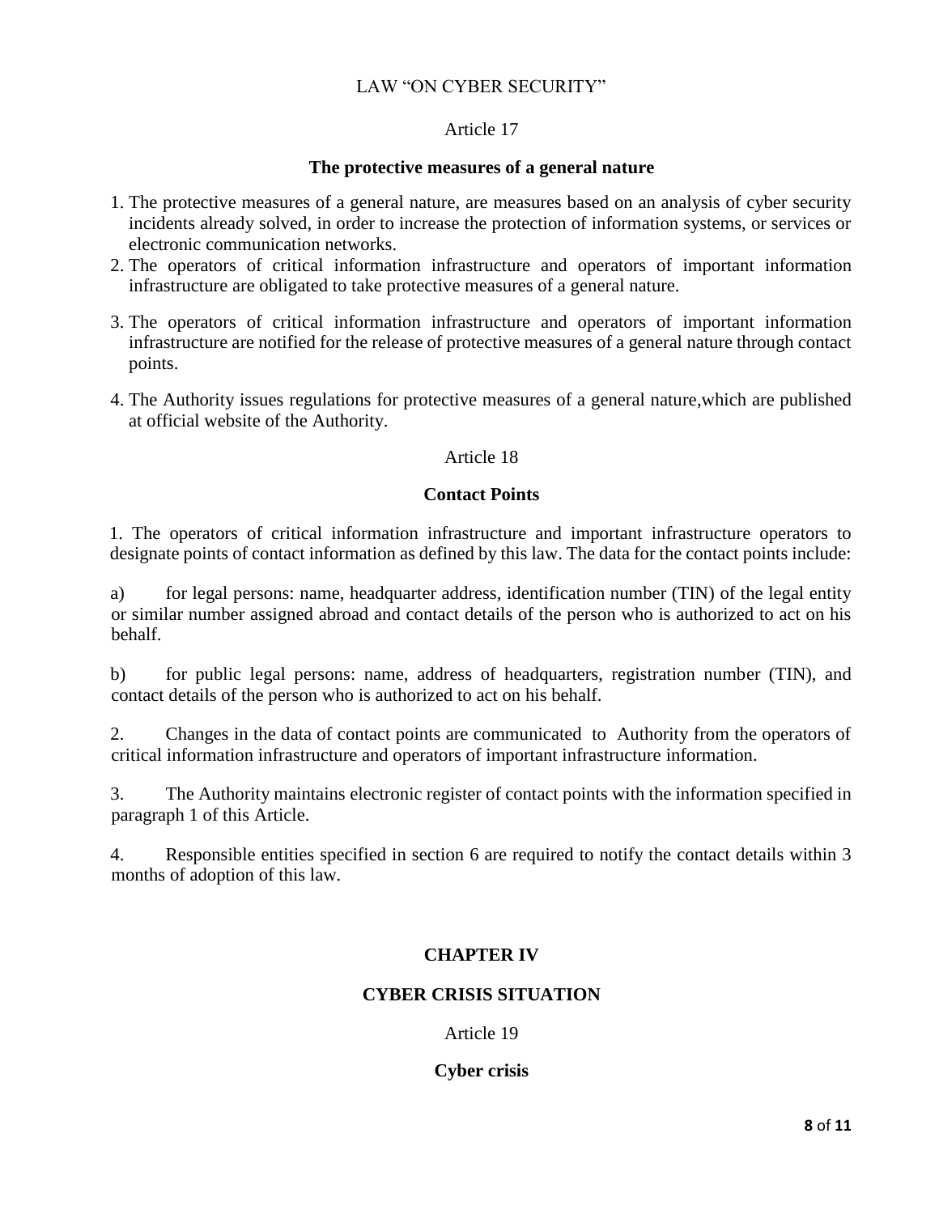LAW "ON CYBER SECURITY"

Article 17

**The protective measures of a general nature**

1. The protective measures of a general nature, are measures based on an analysis of cyber security incidents already solved, in order to increase the protection of information systems, or services or electronic communication networks.
2. The operators of critical information infrastructure and operators of important information infrastructure are obligated to take protective measures of a general nature.
3. The operators of critical information infrastructure and operators of important information infrastructure are notified for the release of protective measures of a general nature through contact points.
4. The Authority issues regulations for protective measures of a general nature,which are published at official website of the Authority.

Article 18

**Contact Points**

1. The operators of critical information infrastructure and important infrastructure operators to designate points of contact information as defined by this law. The data for the contact points include:

a) for legal persons: name, headquarter address, identification number (TIN) of the legal entity or similar number assigned abroad and contact details of the person who is authorized to act on his behalf.

b) for public legal persons: name, address of headquarters, registration number (TIN), and contact details of the person who is authorized to act on his behalf.

2. Changes in the data of contact points are communicated to Authority from the operators of critical information infrastructure and operators of important infrastructure information.

3. The Authority maintains electronic register of contact points with the information specified in paragraph 1 of this Article.

4. Responsible entities specified in section 6 are required to notify the contact details within 3 months of adoption of this law.

## CHAPTER IV

## CYBER CRISIS SITUATION

Article 19

**Cyber crisis**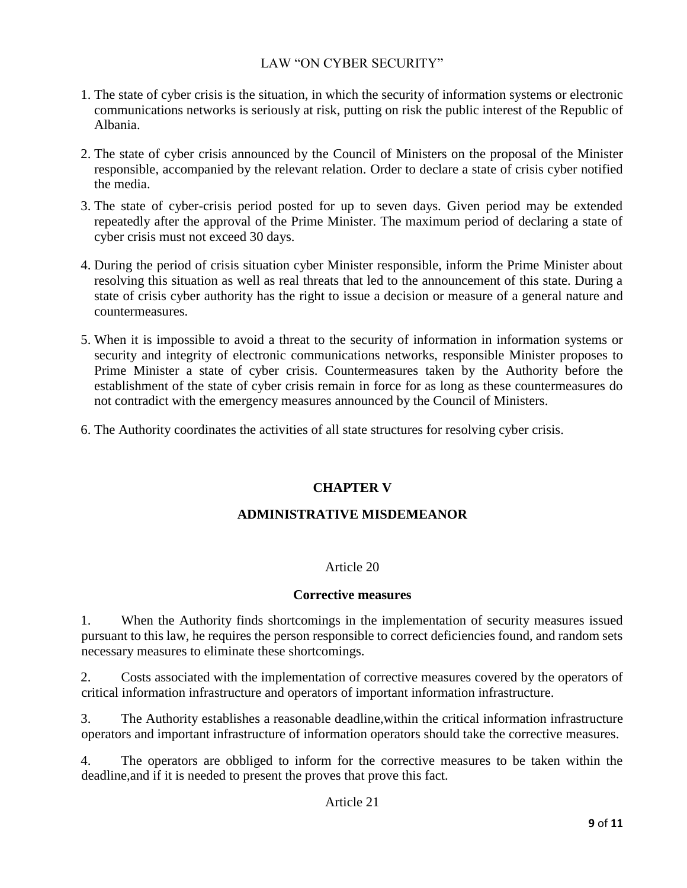1. The state of cyber crisis is the situation, in which the security of information systems or electronic communications networks is seriously at risk, putting on risk the public interest of the Republic of Albania.

2. The state of cyber crisis announced by the Council of Ministers on the proposal of the Minister responsible, accompanied by the relevant relation. Order to declare a state of crisis cyber notified the media.

3. The state of cyber-crisis period posted for up to seven days. Given period may be extended repeatedly after the approval of the Prime Minister. The maximum period of declaring a state of cyber crisis must not exceed 30 days.

4. During the period of crisis situation cyber Minister responsible, inform the Prime Minister about resolving this situation as well as real threats that led to the announcement of this state. During a state of crisis cyber authority has the right to issue a decision or measure of a general nature and countermeasures.

5. When it is impossible to avoid a threat to the security of information in information systems or security and integrity of electronic communications networks, responsible Minister proposes to Prime Minister a state of cyber crisis. Countermeasures taken by the Authority before the establishment of the state of cyber crisis remain in force for as long as these countermeasures do not contradict with the emergency measures announced by the Council of Ministers.

6. The Authority coordinates the activities of all state structures for resolving cyber crisis.

## CHAPTER V

## ADMINISTRATIVE MISDEMEANOR

### Article 20

### Corrective measures

1. When the Authority finds shortcomings in the implementation of security measures issued pursuant to this law, he requires the person responsible to correct deficiencies found, and random sets necessary measures to eliminate these shortcomings.

2. Costs associated with the implementation of corrective measures covered by the operators of critical information infrastructure and operators of important information infrastructure.

3. The Authority establishes a reasonable deadline,within the critical information infrastructure operators and important infrastructure of information operators should take the corrective measures.

4. The operators are obbliged to inform for the corrective measures to be taken within the deadline,and if it is needed to present the proves that prove this fact.

### Article 21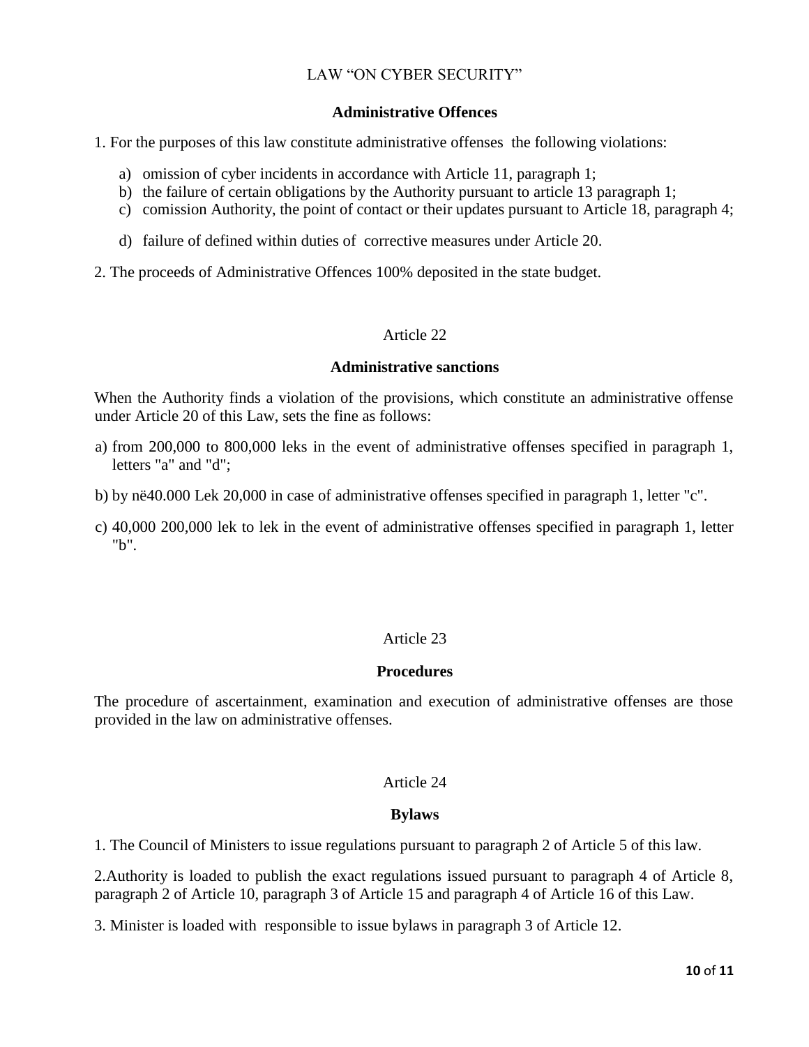LAW "ON CYBER SECURITY"

### Administrative Offences

1. For the purposes of this law constitute administrative offenses the following violations:

   a) omission of cyber incidents in accordance with Article 11, paragraph 1;
   b) the failure of certain obligations by the Authority pursuant to article 13 paragraph 1;
   c) comission Authority, the point of contact or their updates pursuant to Article 18, paragraph 4;
   d) failure of defined within duties of corrective measures under Article 20.

2. The proceeds of Administrative Offences 100% deposited in the state budget.

Article 22

### Administrative sanctions

When the Authority finds a violation of the provisions, which constitute an administrative offense under Article 20 of this Law, sets the fine as follows:

a) from 200,000 to 800,000 leks in the event of administrative offenses specified in paragraph 1, letters "a" and "d";

b) by në40.000 Lek 20,000 in case of administrative offenses specified in paragraph 1, letter "c".

c) 40,000 200,000 lek to lek in the event of administrative offenses specified in paragraph 1, letter "b".

Article 23

### Procedures

The procedure of ascertainment, examination and execution of administrative offenses are those provided in the law on administrative offenses.

Article 24

### Bylaws

1. The Council of Ministers to issue regulations pursuant to paragraph 2 of Article 5 of this law.

2.Authority is loaded to publish the exact regulations issued pursuant to paragraph 4 of Article 8, paragraph 2 of Article 10, paragraph 3 of Article 15 and paragraph 4 of Article 16 of this Law.

3. Minister is loaded with responsible to issue bylaws in paragraph 3 of Article 12.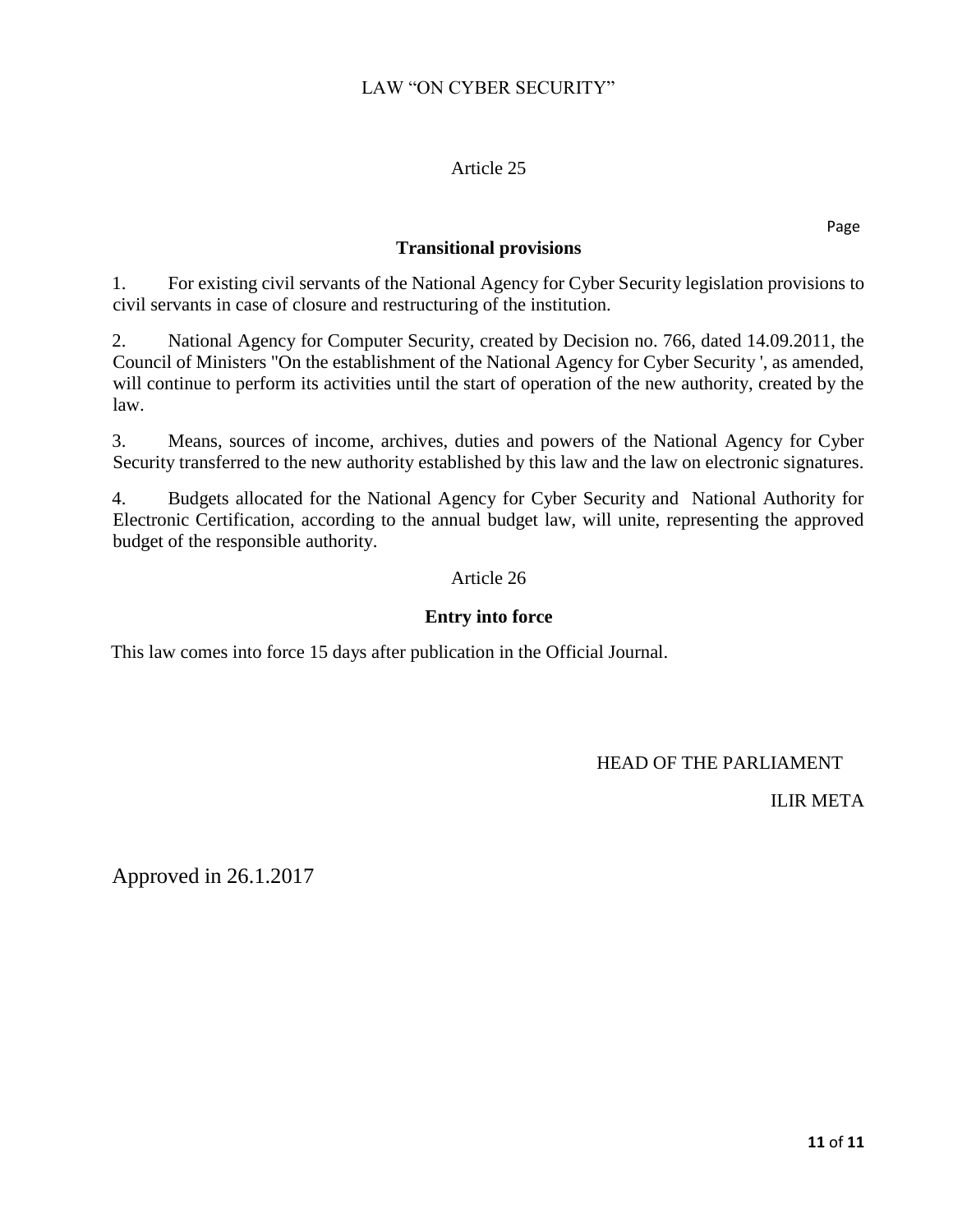## Article 25

### Transitional provisions

1. For existing civil servants of the National Agency for Cyber Security legislation provisions to civil servants in case of closure and restructuring of the institution.

2. National Agency for Computer Security, created by Decision no. 766, dated 14.09.2011, the Council of Ministers "On the establishment of the National Agency for Cyber Security ', as amended, will continue to perform its activities until the start of operation of the new authority, created by the law.

3. Means, sources of income, archives, duties and powers of the National Agency for Cyber Security transferred to the new authority established by this law and the law on electronic signatures.

4. Budgets allocated for the National Agency for Cyber Security and National Authority for Electronic Certification, according to the annual budget law, will unite, representing the approved budget of the responsible authority.

## Article 26

### Entry into force

This law comes into force 15 days after publication in the Official Journal.

HEAD OF THE PARLIAMENT

ILIR META

Approved in 26.1.2017